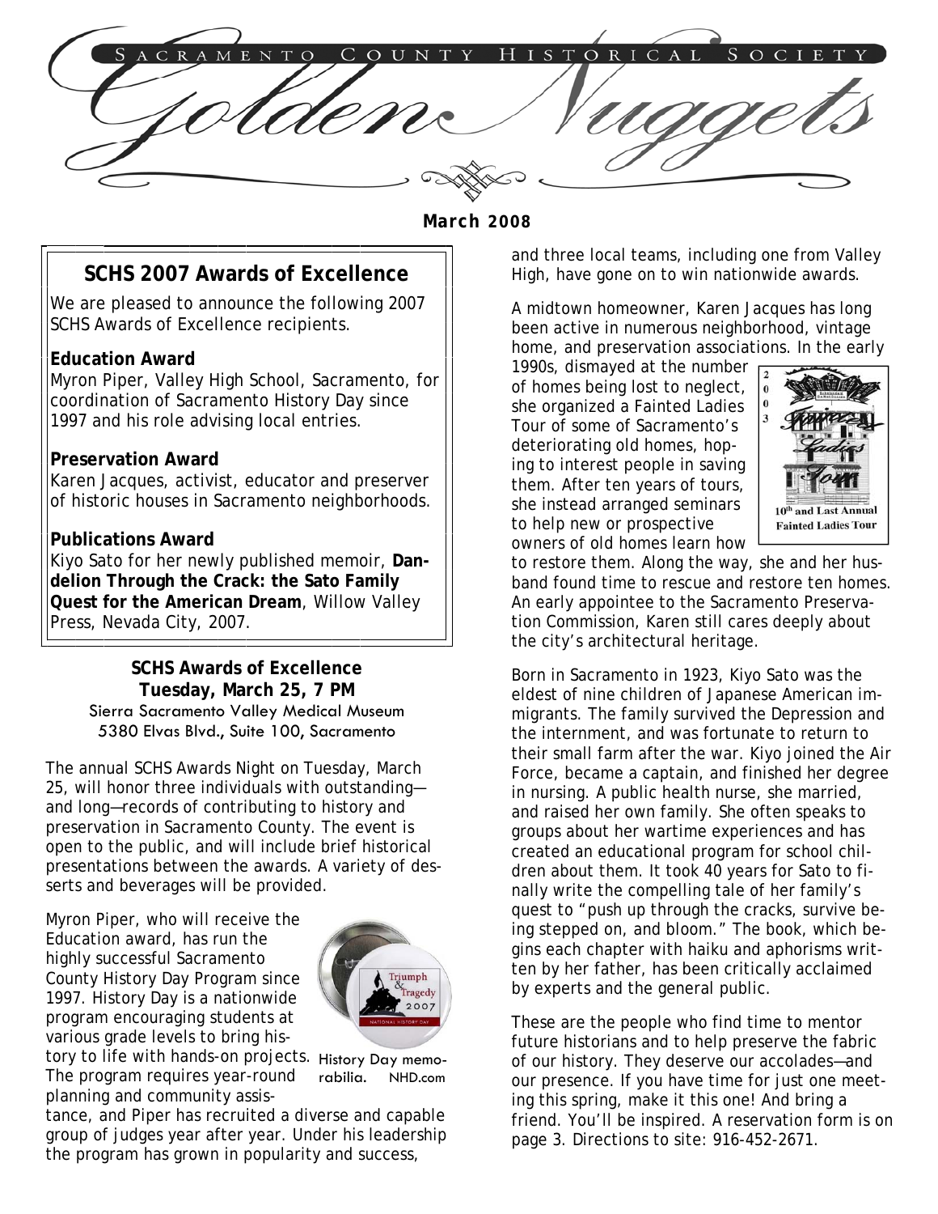# Sacramento County Historical Society

# Golden Nuggets

**March 2008**

## SCHS 2007 Awards of Excellence

We are pleased to announce the following 2007 SCHS Awards of Excellence recipients.

**Education Award**
Myron Piper, Valley High School, Sacramento, for coordination of Sacramento History Day since 1997 and his role advising local entries.

**Preservation Award**
Karen Jacques, activist, educator and preserver of historic houses in Sacramento neighborhoods.

**Publications Award**
Kiyo Sato for her newly published memoir, **Dandelion Through the Crack: the Sato Family Quest for the American Dream**, Willow Valley Press, Nevada City, 2007.

### SCHS Awards of Excellence
### Tuesday, March 25, 7 PM

Sierra Sacramento Valley Medical Museum
5380 Elvas Blvd., Suite 100, Sacramento

The annual SCHS Awards Night on Tuesday, March 25, will honor three individuals with outstanding—and long—records of contributing to history and preservation in Sacramento County. The event is open to the public, and will include brief historical presentations between the awards. A variety of deserts and beverages will be provided.

Myron Piper, who will receive the Education award, has run the highly successful Sacramento County History Day Program since 1997. History Day is a nationwide program encouraging students at various grade levels to bring history to life with hands-on projects. The program requires year-round planning and community assistance, and Piper has recruited a diverse and capable group of judges year after year. Under his leadership the program has grown in popularity and success, and three local teams, including one from Valley High, have gone on to win nationwide awards.

History Day memorabilia. NHD.com

A midtown homeowner, Karen Jacques has long been active in numerous neighborhood, vintage home, and preservation associations. In the early 1990s, dismayed at the number of homes being lost to neglect, she organized a Fainted Ladies Tour of some of Sacramento's deteriorating old homes, hoping to interest people in saving them. After ten years of tours, she instead arranged seminars to help new or prospective owners of old homes learn how to restore them. Along the way, she and her husband found time to rescue and restore ten homes. An early appointee to the Sacramento Preservation Commission, Karen still cares deeply about the city's architectural heritage.

Born in Sacramento in 1923, Kiyo Sato was the eldest of nine children of Japanese American immigrants. The family survived the Depression and the internment, and was fortunate to return to their small farm after the war. Kiyo joined the Air Force, became a captain, and finished her degree in nursing. A public health nurse, she married, and raised her own family. She often speaks to groups about her wartime experiences and has created an educational program for school children about them. It took 40 years for Sato to finally write the compelling tale of her family's quest to "push up through the cracks, survive being stepped on, and bloom." The book, which begins each chapter with haiku and aphorisms written by her father, has been critically acclaimed by experts and the general public.

These are the people who find time to mentor future historians and to help preserve the fabric of our history. They deserve our accolades—and our presence. If you have time for just one meeting this spring, make it this one! And bring a friend. You'll be inspired. A reservation form is on page 3. Directions to site: 916-452-2671.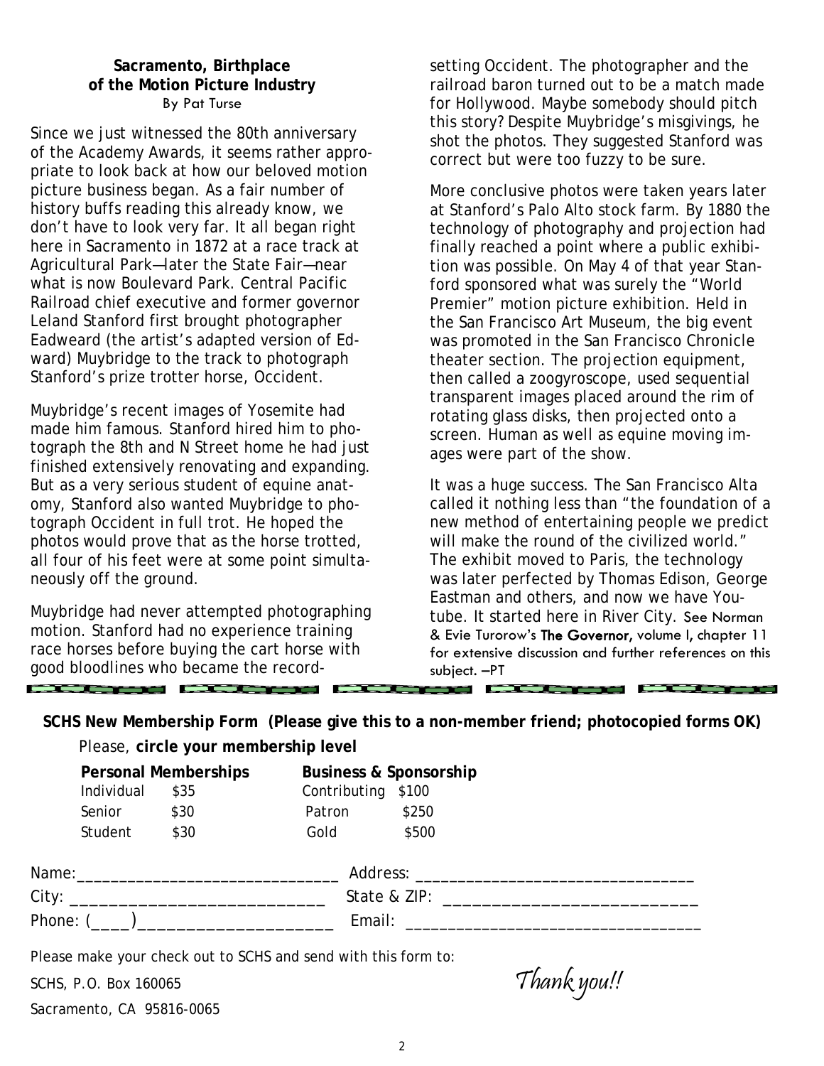## Sacramento, Birthplace of the Motion Picture Industry

By Pat Turse

Since we just witnessed the 80th anniversary of the Academy Awards, it seems rather appropriate to look back at how our beloved motion picture business began. As a fair number of history buffs reading this already know, we don't have to look very far. It all began right here in Sacramento in 1872 at a race track at Agricultural Park—later the State Fair—near what is now Boulevard Park. Central Pacific Railroad chief executive and former governor Leland Stanford first brought photographer Eadweard (the artist's adapted version of Edward) Muybridge to the track to photograph Stanford's prize trotter horse, Occident.

Muybridge's recent images of Yosemite had made him famous. Stanford hired him to photograph the 8th and N Street home he had just finished extensively renovating and expanding. But as a very serious student of equine anatomy, Stanford also wanted Muybridge to photograph Occident in full trot. He hoped the photos would prove that as the horse trotted, all four of his feet were at some point simultaneously off the ground.

Muybridge had never attempted photographing motion. Stanford had no experience training race horses before buying the cart horse with good bloodlines who became the record-setting Occident. The photographer and the railroad baron turned out to be a match made for Hollywood. Maybe somebody should pitch this story? Despite Muybridge's misgivings, he shot the photos. They suggested Stanford was correct but were too fuzzy to be sure.

More conclusive photos were taken years later at Stanford's Palo Alto stock farm. By 1880 the technology of photography and projection had finally reached a point where a public exhibition was possible. On May 4 of that year Stanford sponsored what was surely the "World Premier" motion picture exhibition. Held in the San Francisco Art Museum, the big event was promoted in the San Francisco Chronicle theater section. The projection equipment, then called a zoogyroscope, used sequential transparent images placed around the rim of rotating glass disks, then projected onto a screen. Human as well as equine moving images were part of the show.

It was a huge success. The San Francisco Alta called it nothing less than "the foundation of a new method of entertaining people we predict will make the round of the civilized world." The exhibit moved to Paris, the technology was later perfected by Thomas Edison, George Eastman and others, and now we have Youtube. It started here in River City. See Norman & Evie Turorow's **The Governor,** volume I, chapter 11 for extensive discussion and further references on this subject. –PT

---

**SCHS New Membership Form (Please give this to a non-member friend; photocopied forms OK)**

Please, **circle your membership level**

| **Personal Memberships** | | **Business & Sponsorship** | |
|---|---|---|---|
| Individual | $35 | Contributing | $100 |
| Senior | $30 | Patron | $250 |
| Student | $30 | Gold | $500 |

Name:\_\_\_\_\_\_\_\_\_\_\_\_\_\_\_\_\_\_\_\_\_\_\_\_\_\_\_\_\_\_ Address: \_\_\_\_\_\_\_\_\_\_\_\_\_\_\_\_\_\_\_\_\_\_\_\_\_\_\_\_\_\_\_\_

City: \_\_\_\_\_\_\_\_\_\_\_\_\_\_\_\_\_\_\_\_\_\_\_\_\_\_\_\_ State & ZIP: \_\_\_\_\_\_\_\_\_\_\_\_\_\_\_\_\_\_\_\_\_\_\_\_\_\_\_\_

Phone: (\_\_\_\_)\_\_\_\_\_\_\_\_\_\_\_\_\_\_\_\_\_\_\_\_\_\_ Email: \_\_\_\_\_\_\_\_\_\_\_\_\_\_\_\_\_\_\_\_\_\_\_\_\_\_\_\_\_\_\_\_\_\_

Please make your check out to SCHS and send with this form to:

SCHS, P.O. Box 160065

Sacramento, CA 95816-0065

*Thank you!!*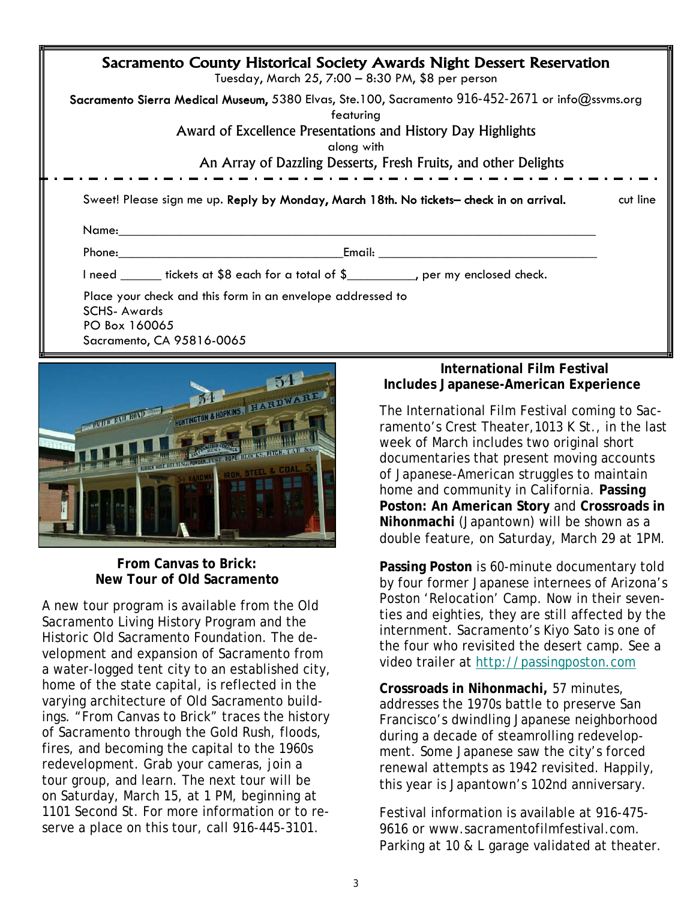## Sacramento County Historical Society Awards Night Dessert Reservation

Tuesday, March 25, 7:00 – 8:30 PM, $8 per person

**Sacramento Sierra Medical Museum,** 5380 Elvas, Ste.100, Sacramento 916-452-2671 or info@ssvms.org

featuring

Award of Excellence Presentations and History Day Highlights

along with

An Array of Dazzling Desserts, Fresh Fruits, and other Delights

- - - - - - - - - - - - - - - - - - - - - - - - - - - - - - - - - - - cut line

Sweet! Please sign me up. **Reply by Monday, March 18th. No tickets– check in on arrival.**

Name:______________________________________________________________

Phone:_______________________________Email: _____________________________

I need ______ tickets at $8 each for a total of $__________, per my enclosed check.

Place your check and this form in an envelope addressed to
SCHS- Awards
PO Box 160065
Sacramento, CA 95816-0065

### From Canvas to Brick: New Tour of Old Sacramento

A new tour program is available from the Old Sacramento Living History Program and the Historic Old Sacramento Foundation. The development and expansion of Sacramento from a water-logged tent city to an established city, home of the state capital, is reflected in the varying architecture of Old Sacramento buildings. "From Canvas to Brick" traces the history of Sacramento through the Gold Rush, floods, fires, and becoming the capital to the 1960s redevelopment. Grab your cameras, join a tour group, and learn. The next tour will be on Saturday, March 15, at 1 PM, beginning at 1101 Second St. For more information or to reserve a place on this tour, call 916-445-3101.

### International Film Festival Includes Japanese-American Experience

The International Film Festival coming to Sacramento's Crest Theater, 1013 K St., in the last week of March includes two original short documentaries that present moving accounts of Japanese-American struggles to maintain home and community in California. **Passing Poston: An American Story** and **Crossroads in Nihonmachi** (Japantown) will be shown as a double feature, on Saturday, March 29 at 1PM.

**Passing Poston** is 60-minute documentary told by four former Japanese internees of Arizona's Poston 'Relocation' Camp. Now in their seventies and eighties, they are still affected by the internment. Sacramento's Kiyo Sato is one of the four who revisited the desert camp. See a video trailer at http://passingposton.com

**Crossroads in Nihonmachi,** 57 minutes, addresses the 1970s battle to preserve San Francisco's dwindling Japanese neighborhood during a decade of steamrolling redevelopment. Some Japanese saw the city's forced renewal attempts as 1942 revisited. Happily, this year is Japantown's 102nd anniversary.

Festival information is available at 916-475-9616 or www.sacramentofilmfestival.com. Parking at 10 & L garage validated at theater.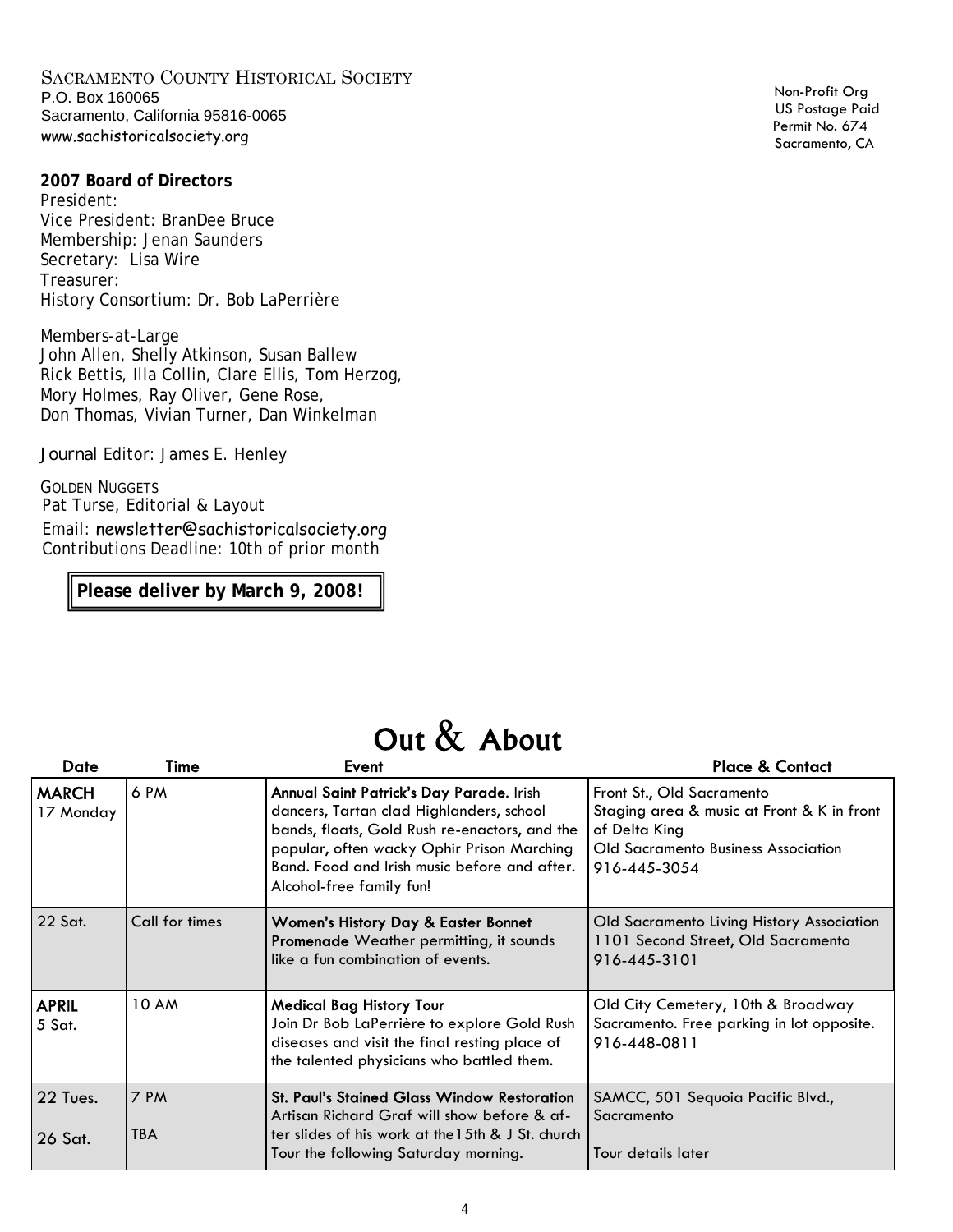SACRAMENTO COUNTY HISTORICAL SOCIETY
P.O. Box 160065
Sacramento, California 95816-0065
www.sachistoricalsociety.org

Non-Profit Org
US Postage Paid
Permit No. 674
Sacramento, CA

**2007 Board of Directors**
President:
Vice President: BranDee Bruce
Membership: Jenan Saunders
Secretary: Lisa Wire
Treasurer:
History Consortium: Dr. Bob LaPerrière

Members-at-Large
John Allen, Shelly Atkinson, Susan Ballew
Rick Bettis, Illa Collin, Clare Ellis, Tom Herzog,
Mory Holmes, Ray Oliver, Gene Rose,
Don Thomas, Vivian Turner, Dan Winkelman

*Journal* Editor: James E. Henley

GOLDEN NUGGETS
Pat Turse, Editorial & Layout
Email: newsletter@sachistoricalsociety.org
Contributions Deadline: 10th of prior month

**Please deliver by March 9, 2008!**

# Out & About

| Date | Time | Event | Place & Contact |
|---|---|---|---|
| **MARCH** 17 Monday | 6 PM | **Annual Saint Patrick's Day Parade.** Irish dancers, Tartan clad Highlanders, school bands, floats, Gold Rush re-enactors, and the popular, often wacky Ophir Prison Marching Band. Food and Irish music before and after. Alcohol-free family fun! | Front St., Old Sacramento<br>Staging area & music at Front & K in front of Delta King<br>Old Sacramento Business Association<br>916-445-3054 |
| 22 Sat. | Call for times | **Women's History Day & Easter Bonnet Promenade** Weather permitting, it sounds like a fun combination of events. | Old Sacramento Living History Association<br>1101 Second Street, Old Sacramento<br>916-445-3101 |
| **APRIL** 5 Sat. | 10 AM | **Medical Bag History Tour**<br>Join Dr Bob LaPerrière to explore Gold Rush diseases and visit the final resting place of the talented physicians who battled them. | Old City Cemetery, 10th & Broadway<br>Sacramento. Free parking in lot opposite.<br>916-448-0811 |
| 22 Tues.<br><br>26 Sat. | 7 PM<br><br>TBA | **St. Paul's Stained Glass Window Restoration**<br>Artisan Richard Graf will show before & after slides of his work at the15th & J St. church<br>Tour the following Saturday morning. | SAMCC, 501 Sequoia Pacific Blvd., Sacramento<br><br>Tour details later |